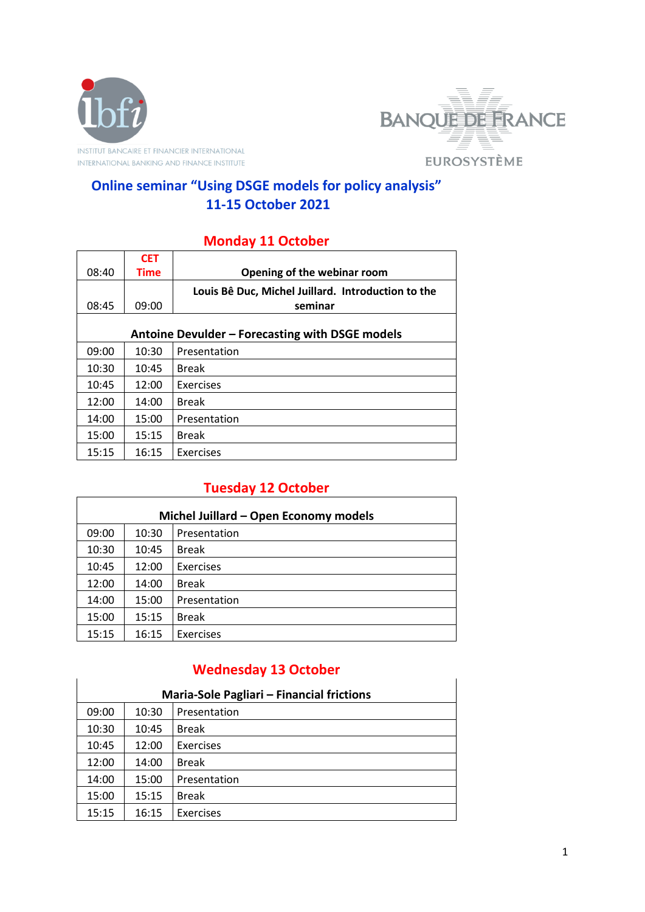INSTITUT BANCAIRE ET FINANCIER INTERNATIONAL
INTERNATIONAL BANKING AND FINANCE INSTITUTE

BANQUE DE FRANCE
EUROSYSTÈME

# Online seminar "Using DSGE models for policy analysis"
# 11-15 October 2021

## Monday 11 October

| | CET Time | |
|---|---|---|
| 08:40 | | **Opening of the webinar room** |
| 08:45 | 09:00 | **Louis Bê Duc, Michel Juillard. Introduction to the seminar** |
| **Antoine Devulder – Forecasting with DSGE models** | | |
| 09:00 | 10:30 | Presentation |
| 10:30 | 10:45 | Break |
| 10:45 | 12:00 | Exercises |
| 12:00 | 14:00 | Break |
| 14:00 | 15:00 | Presentation |
| 15:00 | 15:15 | Break |
| 15:15 | 16:15 | Exercises |

## Tuesday 12 October

| **Michel Juillard – Open Economy models** | | |
|---|---|---|
| 09:00 | 10:30 | Presentation |
| 10:30 | 10:45 | Break |
| 10:45 | 12:00 | Exercises |
| 12:00 | 14:00 | Break |
| 14:00 | 15:00 | Presentation |
| 15:00 | 15:15 | Break |
| 15:15 | 16:15 | Exercises |

## Wednesday 13 October

| **Maria-Sole Pagliari – Financial frictions** | | |
|---|---|---|
| 09:00 | 10:30 | Presentation |
| 10:30 | 10:45 | Break |
| 10:45 | 12:00 | Exercises |
| 12:00 | 14:00 | Break |
| 14:00 | 15:00 | Presentation |
| 15:00 | 15:15 | Break |
| 15:15 | 16:15 | Exercises |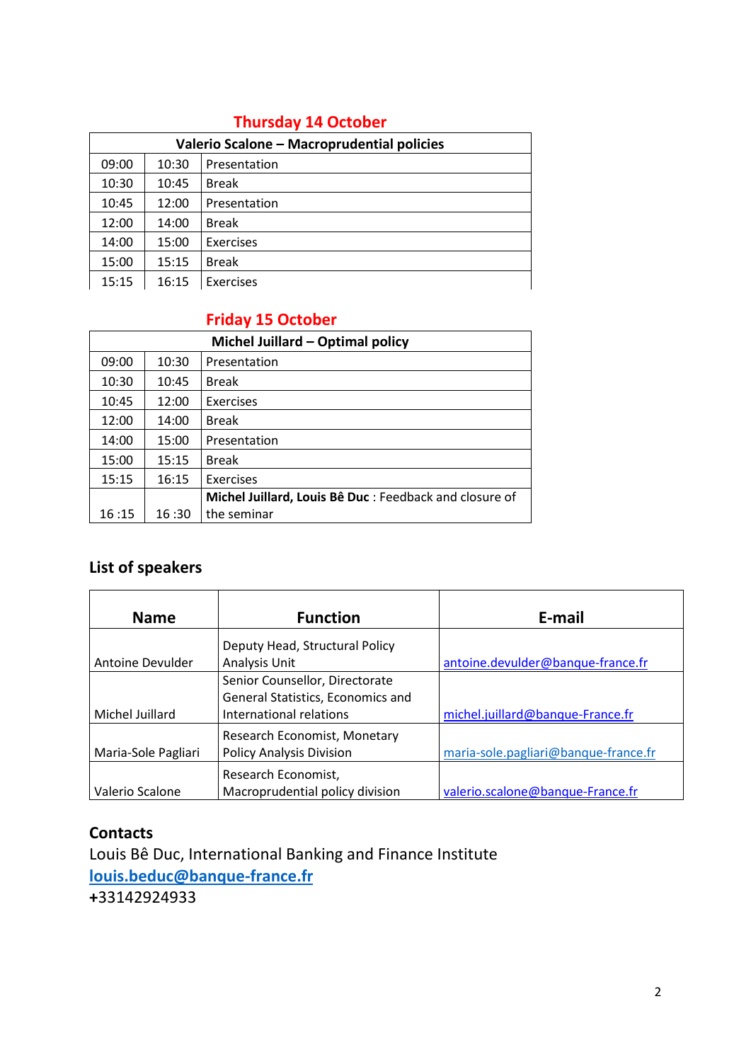## Thursday 14 October

| Valerio Scalone – Macroprudential policies | | |
|---|---|---|
| 09:00 | 10:30 | Presentation |
| 10:30 | 10:45 | Break |
| 10:45 | 12:00 | Presentation |
| 12:00 | 14:00 | Break |
| 14:00 | 15:00 | Exercises |
| 15:00 | 15:15 | Break |
| 15:15 | 16:15 | Exercises |

## Friday 15 October

| Michel Juillard – Optimal policy | | |
|---|---|---|
| 09:00 | 10:30 | Presentation |
| 10:30 | 10:45 | Break |
| 10:45 | 12:00 | Exercises |
| 12:00 | 14:00 | Break |
| 14:00 | 15:00 | Presentation |
| 15:00 | 15:15 | Break |
| 15:15 | 16:15 | Exercises |
| 16 :15 | 16 :30 | **Michel Juillard, Louis Bê Duc** : Feedback and closure of the seminar |

## List of speakers

| Name | Function | E-mail |
|---|---|---|
| Antoine Devulder | Deputy Head, Structural Policy Analysis Unit | antoine.devulder@banque-france.fr |
| Michel Juillard | Senior Counsellor, Directorate General Statistics, Economics and International relations | michel.juillard@banque-France.fr |
| Maria-Sole Pagliari | Research Economist, Monetary Policy Analysis Division | maria-sole.pagliari@banque-france.fr |
| Valerio Scalone | Research Economist, Macroprudential policy division | valerio.scalone@banque-France.fr |

## Contacts

Louis Bê Duc, International Banking and Finance Institute
**louis.beduc@banque-france.fr**
+33142924933